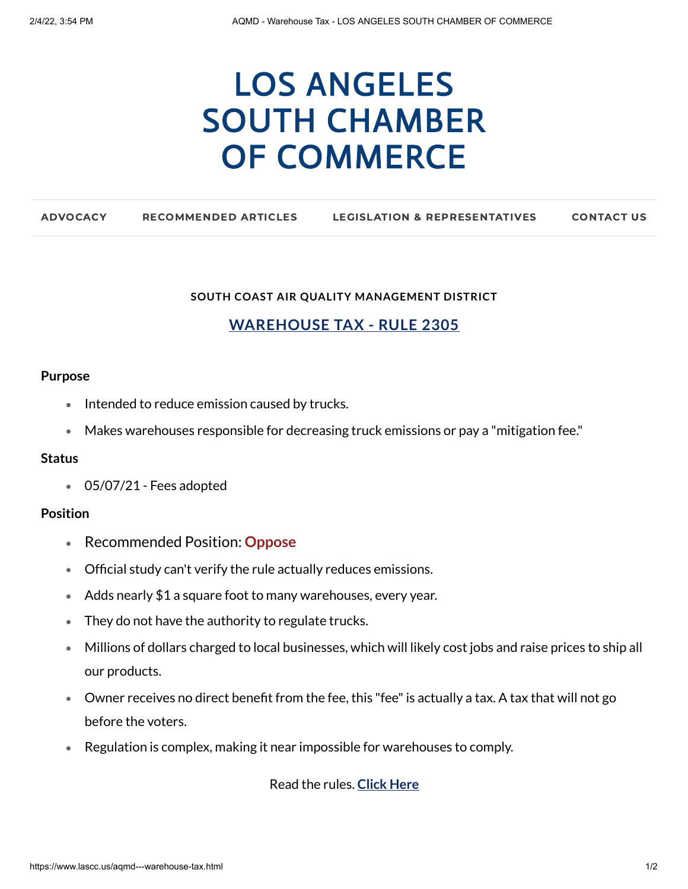# LOS ANGELES SOUTH CHAMBER OF COMMERCE

ADVOCACY | RECOMMENDED ARTICLES | LEGISLATION & REPRESENTATIVES | CONTACT US

**SOUTH COAST AIR QUALITY MANAGEMENT DISTRICT**

## WAREHOUSE TAX - RULE 2305

**Purpose**

- Intended to reduce emission caused by trucks.
- Makes warehouses responsible for decreasing truck emissions or pay a "mitigation fee."

**Status**

- 05/07/21 - Fees adopted

**Position**

- Recommended Position: **Oppose**
- Official study can't verify the rule actually reduces emissions.
- Adds nearly $1 a square foot to many warehouses, every year.
- They do not have the authority to regulate trucks.
- Millions of dollars charged to local businesses, which will likely cost jobs and raise prices to ship all our products.
- Owner receives no direct benefit from the fee, this "fee" is actually a tax. A tax that will not go before the voters.
- Regulation is complex, making it near impossible for warehouses to comply.

Read the rules. **Click Here**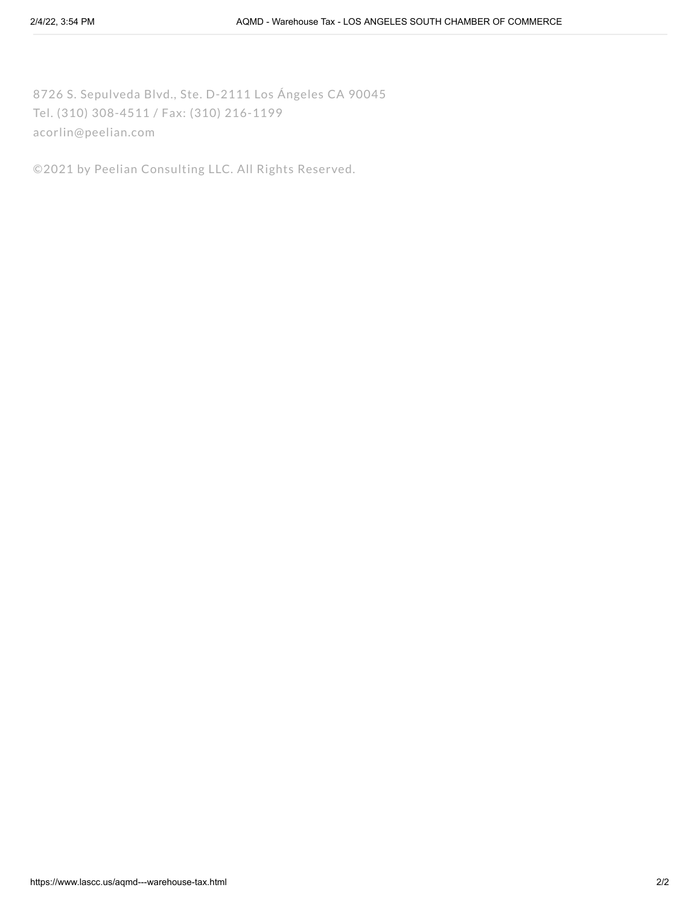8726 S. Sepulveda Blvd., Ste. D-2111 Los Ángeles CA 90045
Tel. (310) 308-4511 / Fax: (310) 216-1199
acorlin@peelian.com

©2021 by Peelian Consulting LLC. All Rights Reserved.